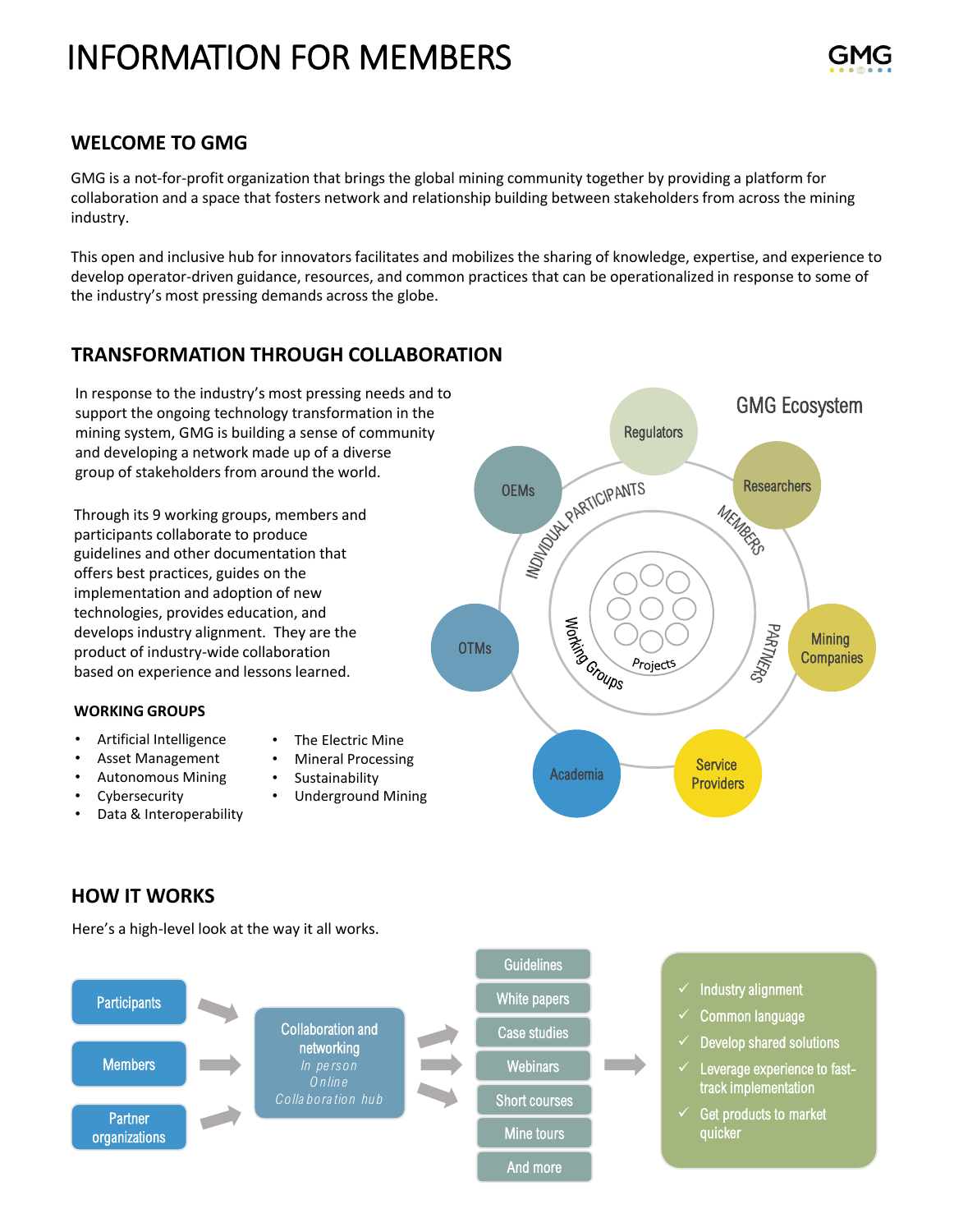# INFORMATION FOR MEMBERS

## WELCOME TO GMG

GMG is a not-for-profit organization that brings the global mining community together by providing a platform for collaboration and a space that fosters network and relationship building between stakeholders from across the mining industry.

This open and inclusive hub for innovators facilitates and mobilizes the sharing of knowledge, expertise, and experience to develop operator-driven guidance, resources, and common practices that can be operationalized in response to some of the industry's most pressing demands across the globe.

## TRANSFORMATION THROUGH COLLABORATION

In response to the industry's most pressing needs and to support the ongoing technology transformation in the mining system, GMG is building a sense of community and developing a network made up of a diverse group of stakeholders from around the world.

Through its 9 working groups, members and participants collaborate to produce guidelines and other documentation that offers best practices, guides on the implementation and adoption of new technologies, provides education, and develops industry alignment. They are the product of industry-wide collaboration based on experience and lessons learned.

### WORKING GROUPS

- Artificial Intelligence
- Asset Management
- Autonomous Mining
- Cybersecurity
- Data & Interoperability
- The Electric Mine
- Mineral Processing
- Sustainability
- Underground Mining

GMG Ecosystem

Regulators, Researchers, Mining Companies, Service Providers, Academia, OTMs, OEMs

INDIVIDUAL PARTICIPANTS, MEMBERS, PARTNERS

Working Groups, Projects

## HOW IT WORKS

Here's a high-level look at the way it all works.

Participants → Members → Partner organizations → Collaboration and networking (*In person*, *Online*, *Collaboration hub*)

→ Guidelines, White papers, Case studies, Webinars, Short courses, Mine tours, And more

→
- ✓ Industry alignment
- ✓ Common language
- ✓ Develop shared solutions
- ✓ Leverage experience to fast-track implementation
- ✓ Get products to market quicker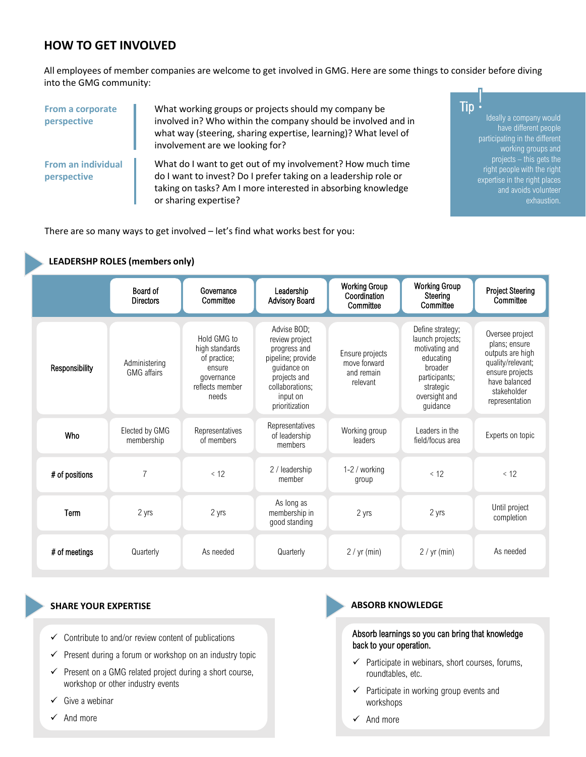## HOW TO GET INVOLVED

All employees of member companies are welcome to get involved in GMG. Here are some things to consider before diving into the GMG community:

**From a corporate perspective**

What working groups or projects should my company be involved in? Who within the company should be involved and in what way (steering, sharing expertise, learning)? What level of involvement are we looking for?

**From an individual perspective**

What do I want to get out of my involvement? How much time do I want to invest? Do I prefer taking on a leadership role or taking on tasks? Am I more interested in absorbing knowledge or sharing expertise?

> **Tip!** Ideally a company would have different people participating in the different working groups and projects – this gets the right people with the right expertise in the right places and avoids volunteer exhaustion.

There are so many ways to get involved – let's find what works best for you:

### LEADERSHP ROLES (members only)

| | Board of Directors | Governance Committee | Leadership Advisory Board | Working Group Coordination Committee | Working Group Steering Committee | Project Steering Committee |
|---|---|---|---|---|---|---|
| **Responsibility** | Administering GMG affairs | Hold GMG to high standards of practice; ensure governance reflects member needs | Advise BOD; review project progress and pipeline; provide guidance on projects and collaborations; input on prioritization | Ensure projects move forward and remain relevant | Define strategy; launch projects; motivating and educating broader participants; strategic oversight and guidance | Oversee project plans; ensure outputs are high quality/relevant; ensure projects have balanced stakeholder representation |
| **Who** | Elected by GMG membership | Representatives of members | Representatives of leadership members | Working group leaders | Leaders in the field/focus area | Experts on topic |
| **# of positions** | 7 | < 12 | 2 / leadership member | 1-2 / working group | < 12 | < 12 |
| **Term** | 2 yrs | 2 yrs | As long as membership in good standing | 2 yrs | 2 yrs | Until project completion |
| **# of meetings** | Quarterly | As needed | Quarterly | 2 / yr (min) | 2 / yr (min) | As needed |

### SHARE YOUR EXPERTISE

- ✓ Contribute to and/or review content of publications
- ✓ Present during a forum or workshop on an industry topic
- ✓ Present on a GMG related project during a short course, workshop or other industry events
- ✓ Give a webinar
- ✓ And more

### ABSORB KNOWLEDGE

Absorb learnings so you can bring that knowledge back to your operation.

- ✓ Participate in webinars, short courses, forums, roundtables, etc.
- ✓ Participate in working group events and workshops
- ✓ And more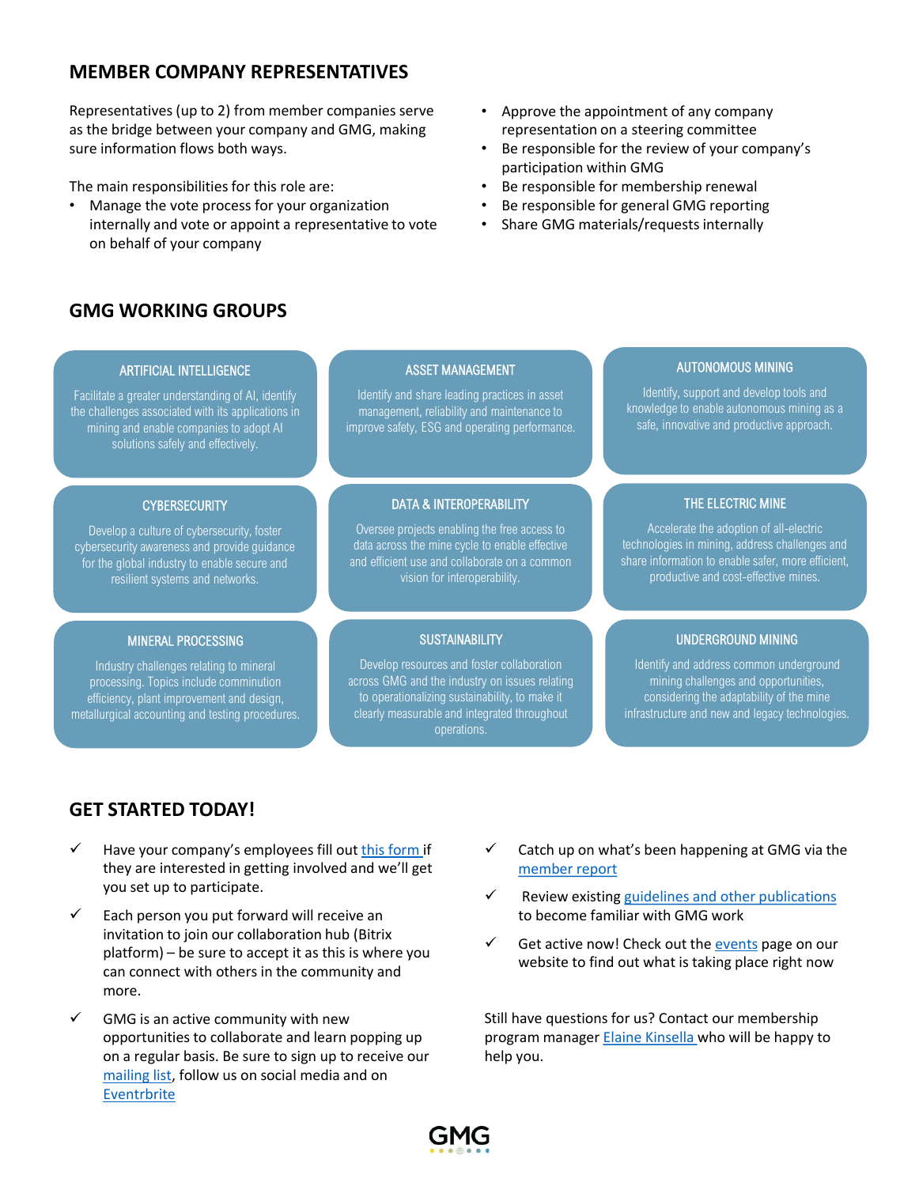## MEMBER COMPANY REPRESENTATIVES

Representatives (up to 2) from member companies serve as the bridge between your company and GMG, making sure information flows both ways.

The main responsibilities for this role are:

- Manage the vote process for your organization internally and vote or appoint a representative to vote on behalf of your company
- Approve the appointment of any company representation on a steering committee
- Be responsible for the review of your company's participation within GMG
- Be responsible for membership renewal
- Be responsible for general GMG reporting
- Share GMG materials/requests internally

## GMG WORKING GROUPS

**ARTIFICIAL INTELLIGENCE**

Facilitate a greater understanding of AI, identify the challenges associated with its applications in mining and enable companies to adopt AI solutions safely and effectively.

**ASSET MANAGEMENT**

Identify and share leading practices in asset management, reliability and maintenance to improve safety, ESG and operating performance.

**AUTONOMOUS MINING**

Identify, support and develop tools and knowledge to enable autonomous mining as a safe, innovative and productive approach.

**CYBERSECURITY**

Develop a culture of cybersecurity, foster cybersecurity awareness and provide guidance for the global industry to enable secure and resilient systems and networks.

**DATA & INTEROPERABILITY**

Oversee projects enabling the free access to data across the mine cycle to enable effective and efficient use and collaborate on a common vision for interoperability.

**THE ELECTRIC MINE**

Accelerate the adoption of all-electric technologies in mining, address challenges and share information to enable safer, more efficient, productive and cost-effective mines.

**MINERAL PROCESSING**

Industry challenges relating to mineral processing. Topics include comminution efficiency, plant improvement and design, metallurgical accounting and testing procedures.

**SUSTAINABILITY**

Develop resources and foster collaboration across GMG and the industry on issues relating to operationalizing sustainability, to make it clearly measurable and integrated throughout operations.

**UNDERGROUND MINING**

Identify and address common underground mining challenges and opportunities, considering the adaptability of the mine infrastructure and new and legacy technologies.

## GET STARTED TODAY!

- ✓ Have your company's employees fill out this form if they are interested in getting involved and we'll get you set up to participate.
- ✓ Each person you put forward will receive an invitation to join our collaboration hub (Bitrix platform) – be sure to accept it as this is where you can connect with others in the community and more.
- ✓ GMG is an active community with new opportunities to collaborate and learn popping up on a regular basis. Be sure to sign up to receive our mailing list, follow us on social media and on Eventrbrite
- ✓ Catch up on what's been happening at GMG via the member report
- ✓ Review existing guidelines and other publications to become familiar with GMG work
- ✓ Get active now! Check out the events page on our website to find out what is taking place right now

Still have questions for us? Contact our membership program manager Elaine Kinsella who will be happy to help you.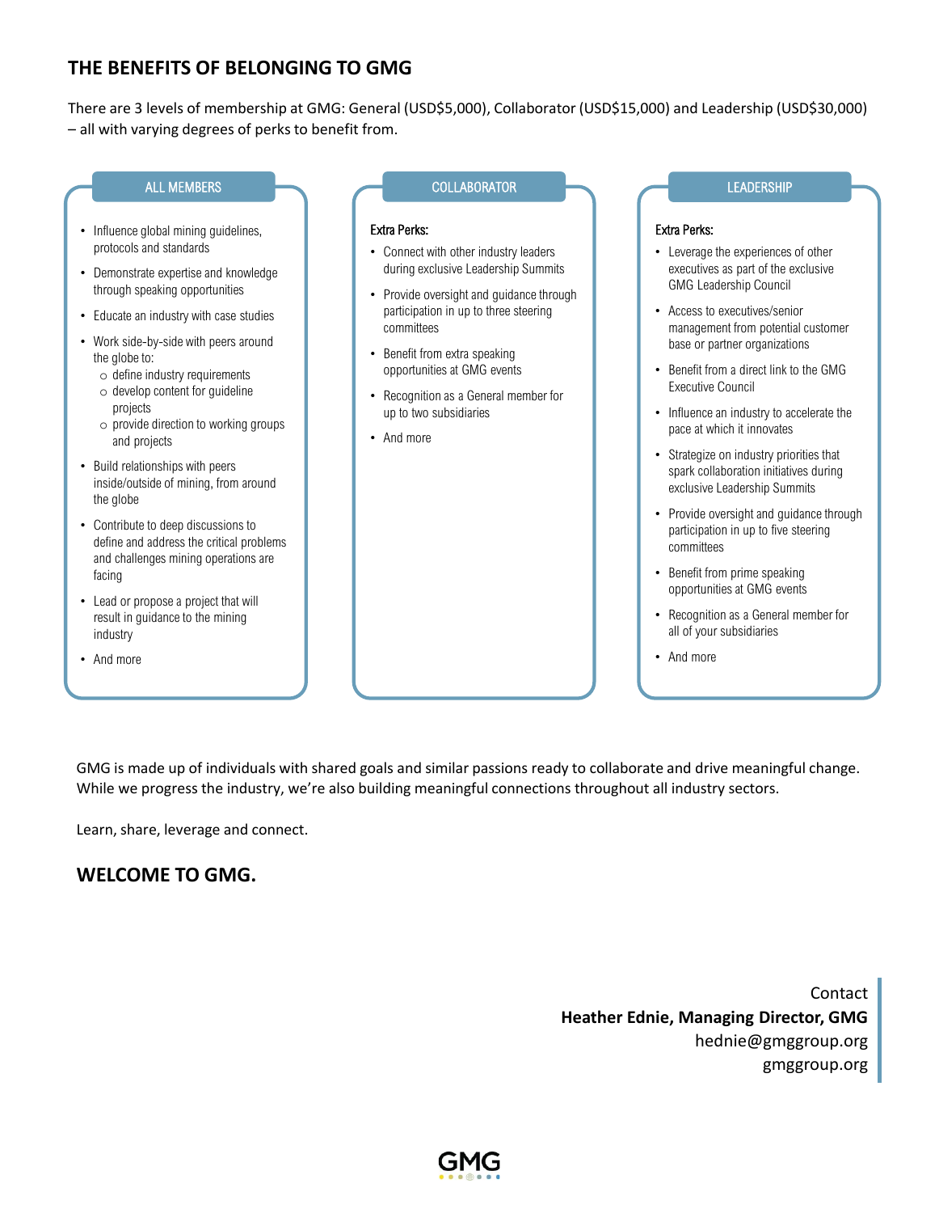## THE BENEFITS OF BELONGING TO GMG

There are 3 levels of membership at GMG: General (USD$5,000), Collaborator (USD$15,000) and Leadership (USD$30,000) – all with varying degrees of perks to benefit from.

### ALL MEMBERS

- Influence global mining guidelines, protocols and standards
- Demonstrate expertise and knowledge through speaking opportunities
- Educate an industry with case studies
- Work side-by-side with peers around the globe to:
  - define industry requirements
  - develop content for guideline projects
  - provide direction to working groups and projects
- Build relationships with peers inside/outside of mining, from around the globe
- Contribute to deep discussions to define and address the critical problems and challenges mining operations are facing
- Lead or propose a project that will result in guidance to the mining industry
- And more

### COLLABORATOR

Extra Perks:

- Connect with other industry leaders during exclusive Leadership Summits
- Provide oversight and guidance through participation in up to three steering committees
- Benefit from extra speaking opportunities at GMG events
- Recognition as a General member for up to two subsidiaries
- And more

### LEADERSHIP

Extra Perks:

- Leverage the experiences of other executives as part of the exclusive GMG Leadership Council
- Access to executives/senior management from potential customer base or partner organizations
- Benefit from a direct link to the GMG Executive Council
- Influence an industry to accelerate the pace at which it innovates
- Strategize on industry priorities that spark collaboration initiatives during exclusive Leadership Summits
- Provide oversight and guidance through participation in up to five steering committees
- Benefit from prime speaking opportunities at GMG events
- Recognition as a General member for all of your subsidiaries
- And more

GMG is made up of individuals with shared goals and similar passions ready to collaborate and drive meaningful change. While we progress the industry, we're also building meaningful connections throughout all industry sectors.

Learn, share, leverage and connect.

## WELCOME TO GMG.

Contact
**Heather Ednie, Managing Director, GMG**
hednie@gmggroup.org
gmggroup.org